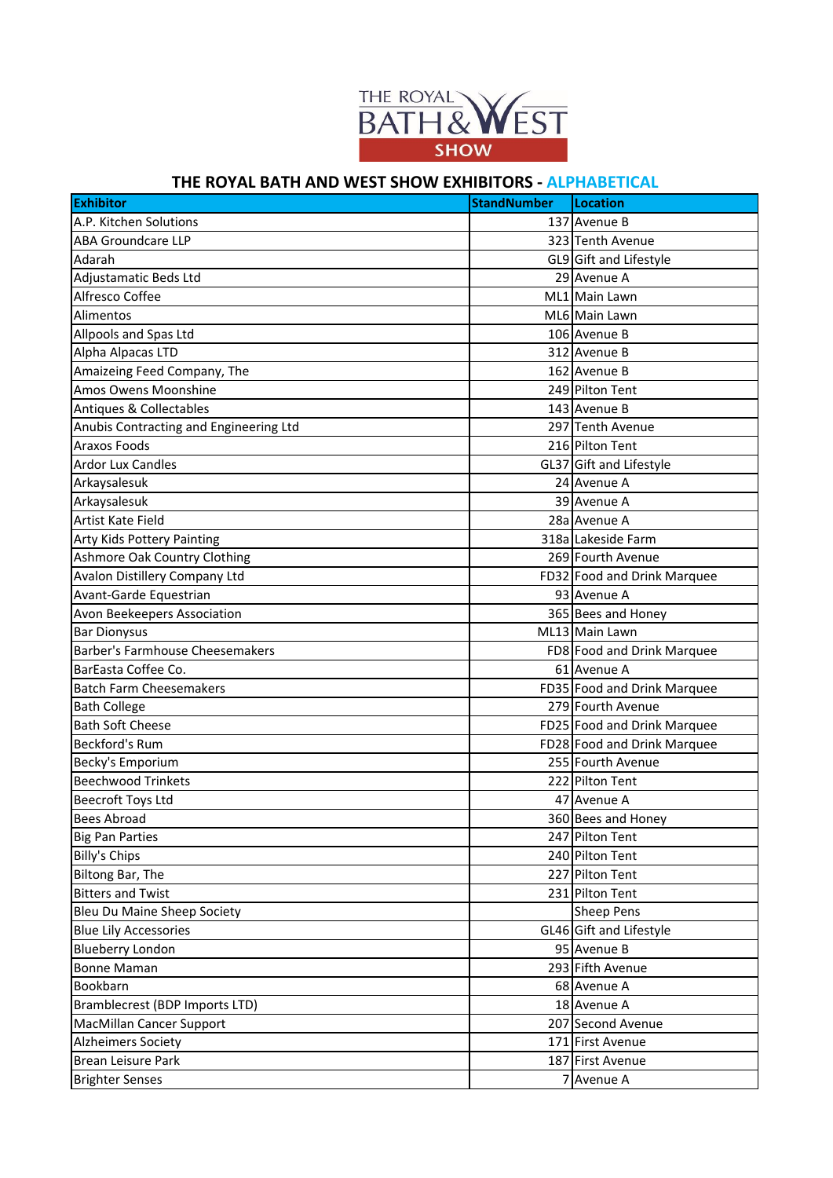THE ROYAL BATH & WEST SHOW

## THE ROYAL BATH AND WEST SHOW EXHIBITORS - ALPHABETICAL

| Exhibitor | StandNumber | Location |
|---|---|---|
| A.P. Kitchen Solutions | 137 | Avenue B |
| ABA Groundcare LLP | 323 | Tenth Avenue |
| Adarah | GL9 | Gift and Lifestyle |
| Adjustamatic Beds Ltd | 29 | Avenue A |
| Alfresco Coffee | ML1 | Main Lawn |
| Alimentos | ML6 | Main Lawn |
| Allpools and Spas Ltd | 106 | Avenue B |
| Alpha Alpacas LTD | 312 | Avenue B |
| Amaizeing Feed Company, The | 162 | Avenue B |
| Amos Owens Moonshine | 249 | Pilton Tent |
| Antiques & Collectables | 143 | Avenue B |
| Anubis Contracting and Engineering Ltd | 297 | Tenth Avenue |
| Araxos Foods | 216 | Pilton Tent |
| Ardor Lux Candles | GL37 | Gift and Lifestyle |
| Arkaysalesuk | 24 | Avenue A |
| Arkaysalesuk | 39 | Avenue A |
| Artist Kate Field | 28a | Avenue A |
| Arty Kids Pottery Painting | 318a | Lakeside Farm |
| Ashmore Oak Country Clothing | 269 | Fourth Avenue |
| Avalon Distillery Company Ltd | FD32 | Food and Drink Marquee |
| Avant-Garde Equestrian | 93 | Avenue A |
| Avon Beekeepers Association | 365 | Bees and Honey |
| Bar Dionysus | ML13 | Main Lawn |
| Barber's Farmhouse Cheesemakers | FD8 | Food and Drink Marquee |
| BarEasta Coffee Co. | 61 | Avenue A |
| Batch Farm Cheesemakers | FD35 | Food and Drink Marquee |
| Bath College | 279 | Fourth Avenue |
| Bath Soft Cheese | FD25 | Food and Drink Marquee |
| Beckford's Rum | FD28 | Food and Drink Marquee |
| Becky's Emporium | 255 | Fourth Avenue |
| Beechwood Trinkets | 222 | Pilton Tent |
| Beecroft Toys Ltd | 47 | Avenue A |
| Bees Abroad | 360 | Bees and Honey |
| Big Pan Parties | 247 | Pilton Tent |
| Billy's Chips | 240 | Pilton Tent |
| Biltong Bar, The | 227 | Pilton Tent |
| Bitters and Twist | 231 | Pilton Tent |
| Bleu Du Maine Sheep Society | | Sheep Pens |
| Blue Lily Accessories | GL46 | Gift and Lifestyle |
| Blueberry London | 95 | Avenue B |
| Bonne Maman | 293 | Fifth Avenue |
| Bookbarn | 68 | Avenue A |
| Bramblecrest (BDP Imports LTD) | 18 | Avenue A |
| MacMillan Cancer Support | 207 | Second Avenue |
| Alzheimers Society | 171 | First Avenue |
| Brean Leisure Park | 187 | First Avenue |
| Brighter Senses | 7 | Avenue A |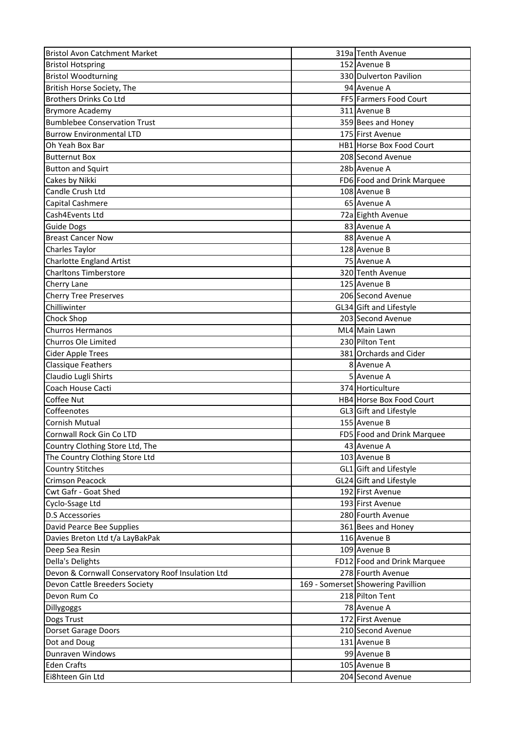| Bristol Avon Catchment Market | 319a | Tenth Avenue |
|---|---|---|
| Bristol Hotspring | 152 | Avenue B |
| Bristol Woodturning | 330 | Dulverton Pavilion |
| British Horse Society, The | 94 | Avenue A |
| Brothers Drinks Co Ltd | FF5 | Farmers Food Court |
| Brymore Academy | 311 | Avenue B |
| Bumblebee Conservation Trust | 359 | Bees and Honey |
| Burrow Environmental LTD | 175 | First Avenue |
| Oh Yeah Box Bar | HB1 | Horse Box Food Court |
| Butternut Box | 208 | Second Avenue |
| Button and Squirt | 28b | Avenue A |
| Cakes by Nikki | FD6 | Food and Drink Marquee |
| Candle Crush Ltd | 108 | Avenue B |
| Capital Cashmere | 65 | Avenue A |
| Cash4Events Ltd | 72a | Eighth Avenue |
| Guide Dogs | 83 | Avenue A |
| Breast Cancer Now | 88 | Avenue A |
| Charles Taylor | 128 | Avenue B |
| Charlotte England Artist | 75 | Avenue A |
| Charltons Timberstore | 320 | Tenth Avenue |
| Cherry Lane | 125 | Avenue B |
| Cherry Tree Preserves | 206 | Second Avenue |
| Chilliwinter | GL34 | Gift and Lifestyle |
| Chock Shop | 203 | Second Avenue |
| Churros Hermanos | ML4 | Main Lawn |
| Churros Ole Limited | 230 | Pilton Tent |
| Cider Apple Trees | 381 | Orchards and Cider |
| Classique Feathers | 8 | Avenue A |
| Claudio Lugli Shirts | 5 | Avenue A |
| Coach House Cacti | 374 | Horticulture |
| Coffee Nut | HB4 | Horse Box Food Court |
| Coffeenotes | GL3 | Gift and Lifestyle |
| Cornish Mutual | 155 | Avenue B |
| Cornwall Rock Gin Co LTD | FD5 | Food and Drink Marquee |
| Country Clothing Store Ltd, The | 43 | Avenue A |
| The Country Clothing Store Ltd | 103 | Avenue B |
| Country Stitches | GL1 | Gift and Lifestyle |
| Crimson Peacock | GL24 | Gift and Lifestyle |
| Cwt Gafr - Goat Shed | 192 | First Avenue |
| Cyclo-Ssage Ltd | 193 | First Avenue |
| D.S Accessories | 280 | Fourth Avenue |
| David Pearce Bee Supplies | 361 | Bees and Honey |
| Davies Breton Ltd t/a LayBakPak | 116 | Avenue B |
| Deep Sea Resin | 109 | Avenue B |
| Della's Delights | FD12 | Food and Drink Marquee |
| Devon & Cornwall Conservatory Roof Insulation Ltd | 278 | Fourth Avenue |
| Devon Cattle Breeders Society | 169 - Somerset | Showering Pavillion |
| Devon Rum Co | 218 | Pilton Tent |
| Dillygoggs | 78 | Avenue A |
| Dogs Trust | 172 | First Avenue |
| Dorset Garage Doors | 210 | Second Avenue |
| Dot and Doug | 131 | Avenue B |
| Dunraven Windows | 99 | Avenue B |
| Eden Crafts | 105 | Avenue B |
| Ei8hteen Gin Ltd | 204 | Second Avenue |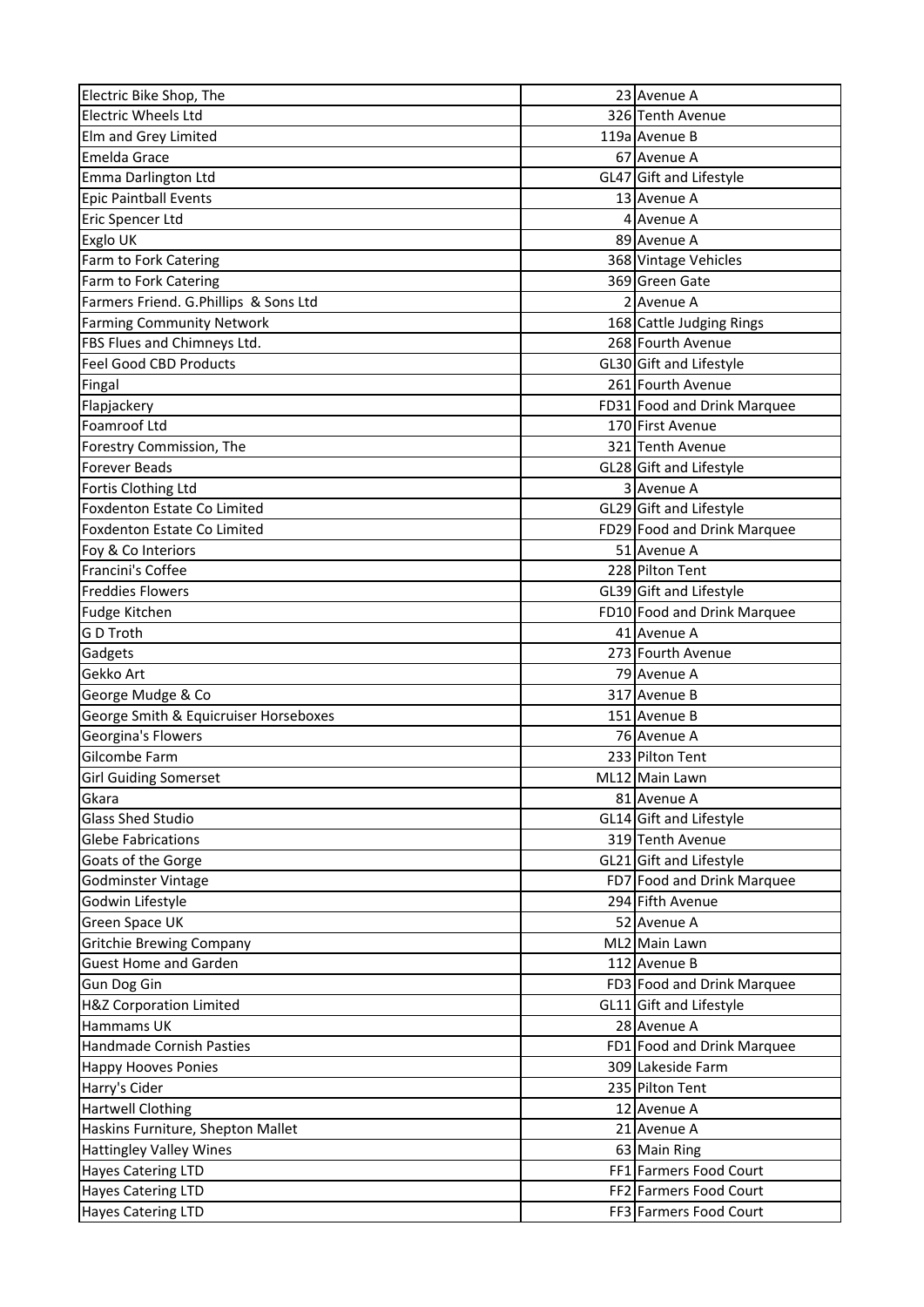| | | |
|---|---|---|
| Electric Bike Shop, The | 23 | Avenue A |
| Electric Wheels Ltd | 326 | Tenth Avenue |
| Elm and Grey Limited | 119a | Avenue B |
| Emelda Grace | 67 | Avenue A |
| Emma Darlington Ltd | GL47 | Gift and Lifestyle |
| Epic Paintball Events | 13 | Avenue A |
| Eric Spencer Ltd | 4 | Avenue A |
| Exglo UK | 89 | Avenue A |
| Farm to Fork Catering | 368 | Vintage Vehicles |
| Farm to Fork Catering | 369 | Green Gate |
| Farmers Friend. G.Phillips & Sons Ltd | 2 | Avenue A |
| Farming Community Network | 168 | Cattle Judging Rings |
| FBS Flues and Chimneys Ltd. | 268 | Fourth Avenue |
| Feel Good CBD Products | GL30 | Gift and Lifestyle |
| Fingal | 261 | Fourth Avenue |
| Flapjackery | FD31 | Food and Drink Marquee |
| Foamroof Ltd | 170 | First Avenue |
| Forestry Commission, The | 321 | Tenth Avenue |
| Forever Beads | GL28 | Gift and Lifestyle |
| Fortis Clothing Ltd | 3 | Avenue A |
| Foxdenton Estate Co Limited | GL29 | Gift and Lifestyle |
| Foxdenton Estate Co Limited | FD29 | Food and Drink Marquee |
| Foy & Co Interiors | 51 | Avenue A |
| Francini's Coffee | 228 | Pilton Tent |
| Freddies Flowers | GL39 | Gift and Lifestyle |
| Fudge Kitchen | FD10 | Food and Drink Marquee |
| G D Troth | 41 | Avenue A |
| Gadgets | 273 | Fourth Avenue |
| Gekko Art | 79 | Avenue A |
| George Mudge & Co | 317 | Avenue B |
| George Smith & Equicruiser Horseboxes | 151 | Avenue B |
| Georgina's Flowers | 76 | Avenue A |
| Gilcombe Farm | 233 | Pilton Tent |
| Girl Guiding Somerset | ML12 | Main Lawn |
| Gkara | 81 | Avenue A |
| Glass Shed Studio | GL14 | Gift and Lifestyle |
| Glebe Fabrications | 319 | Tenth Avenue |
| Goats of the Gorge | GL21 | Gift and Lifestyle |
| Godminster Vintage | FD7 | Food and Drink Marquee |
| Godwin Lifestyle | 294 | Fifth Avenue |
| Green Space UK | 52 | Avenue A |
| Gritchie Brewing Company | ML2 | Main Lawn |
| Guest Home and Garden | 112 | Avenue B |
| Gun Dog Gin | FD3 | Food and Drink Marquee |
| H&Z Corporation Limited | GL11 | Gift and Lifestyle |
| Hammams UK | 28 | Avenue A |
| Handmade Cornish Pasties | FD1 | Food and Drink Marquee |
| Happy Hooves Ponies | 309 | Lakeside Farm |
| Harry's Cider | 235 | Pilton Tent |
| Hartwell Clothing | 12 | Avenue A |
| Haskins Furniture, Shepton Mallet | 21 | Avenue A |
| Hattingley Valley Wines | 63 | Main Ring |
| Hayes Catering LTD | FF1 | Farmers Food Court |
| Hayes Catering LTD | FF2 | Farmers Food Court |
| Hayes Catering LTD | FF3 | Farmers Food Court |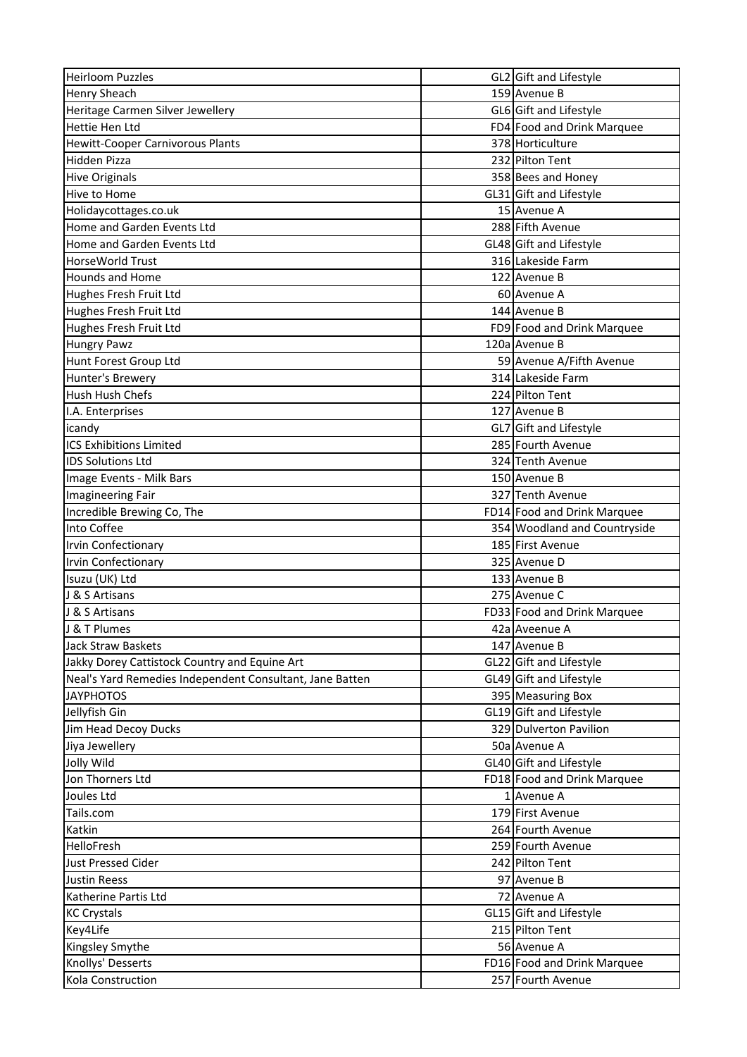| Heirloom Puzzles | GL2 | Gift and Lifestyle |
|---|---|---|
| Henry Sheach | 159 | Avenue B |
| Heritage Carmen Silver Jewellery | GL6 | Gift and Lifestyle |
| Hettie Hen Ltd | FD4 | Food and Drink Marquee |
| Hewitt-Cooper Carnivorous Plants | 378 | Horticulture |
| Hidden Pizza | 232 | Pilton Tent |
| Hive Originals | 358 | Bees and Honey |
| Hive to Home | GL31 | Gift and Lifestyle |
| Holidaycottages.co.uk | 15 | Avenue A |
| Home and Garden Events Ltd | 288 | Fifth Avenue |
| Home and Garden Events Ltd | GL48 | Gift and Lifestyle |
| HorseWorld Trust | 316 | Lakeside Farm |
| Hounds and Home | 122 | Avenue B |
| Hughes Fresh Fruit Ltd | 60 | Avenue A |
| Hughes Fresh Fruit Ltd | 144 | Avenue B |
| Hughes Fresh Fruit Ltd | FD9 | Food and Drink Marquee |
| Hungry Pawz | 120a | Avenue B |
| Hunt Forest Group Ltd | 59 | Avenue A/Fifth Avenue |
| Hunter's Brewery | 314 | Lakeside Farm |
| Hush Hush Chefs | 224 | Pilton Tent |
| I.A. Enterprises | 127 | Avenue B |
| icandy | GL7 | Gift and Lifestyle |
| ICS Exhibitions Limited | 285 | Fourth Avenue |
| IDS Solutions Ltd | 324 | Tenth Avenue |
| Image Events - Milk Bars | 150 | Avenue B |
| Imagineering Fair | 327 | Tenth Avenue |
| Incredible Brewing Co, The | FD14 | Food and Drink Marquee |
| Into Coffee | 354 | Woodland and Countryside |
| Irvin Confectionary | 185 | First Avenue |
| Irvin Confectionary | 325 | Avenue D |
| Isuzu (UK) Ltd | 133 | Avenue B |
| J & S Artisans | 275 | Avenue C |
| J & S Artisans | FD33 | Food and Drink Marquee |
| J & T Plumes | 42a | Aveenue A |
| Jack Straw Baskets | 147 | Avenue B |
| Jakky Dorey Cattistock Country and Equine Art | GL22 | Gift and Lifestyle |
| Neal's Yard Remedies Independent Consultant, Jane Batten | GL49 | Gift and Lifestyle |
| JAYPHOTOS | 395 | Measuring Box |
| Jellyfish Gin | GL19 | Gift and Lifestyle |
| Jim Head Decoy Ducks | 329 | Dulverton Pavilion |
| Jiya Jewellery | 50a | Avenue A |
| Jolly Wild | GL40 | Gift and Lifestyle |
| Jon Thorners Ltd | FD18 | Food and Drink Marquee |
| Joules Ltd | 1 | Avenue A |
| Tails.com | 179 | First Avenue |
| Katkin | 264 | Fourth Avenue |
| HelloFresh | 259 | Fourth Avenue |
| Just Pressed Cider | 242 | Pilton Tent |
| Justin Reess | 97 | Avenue B |
| Katherine Partis Ltd | 72 | Avenue A |
| KC Crystals | GL15 | Gift and Lifestyle |
| Key4Life | 215 | Pilton Tent |
| Kingsley Smythe | 56 | Avenue A |
| Knollys' Desserts | FD16 | Food and Drink Marquee |
| Kola Construction | 257 | Fourth Avenue |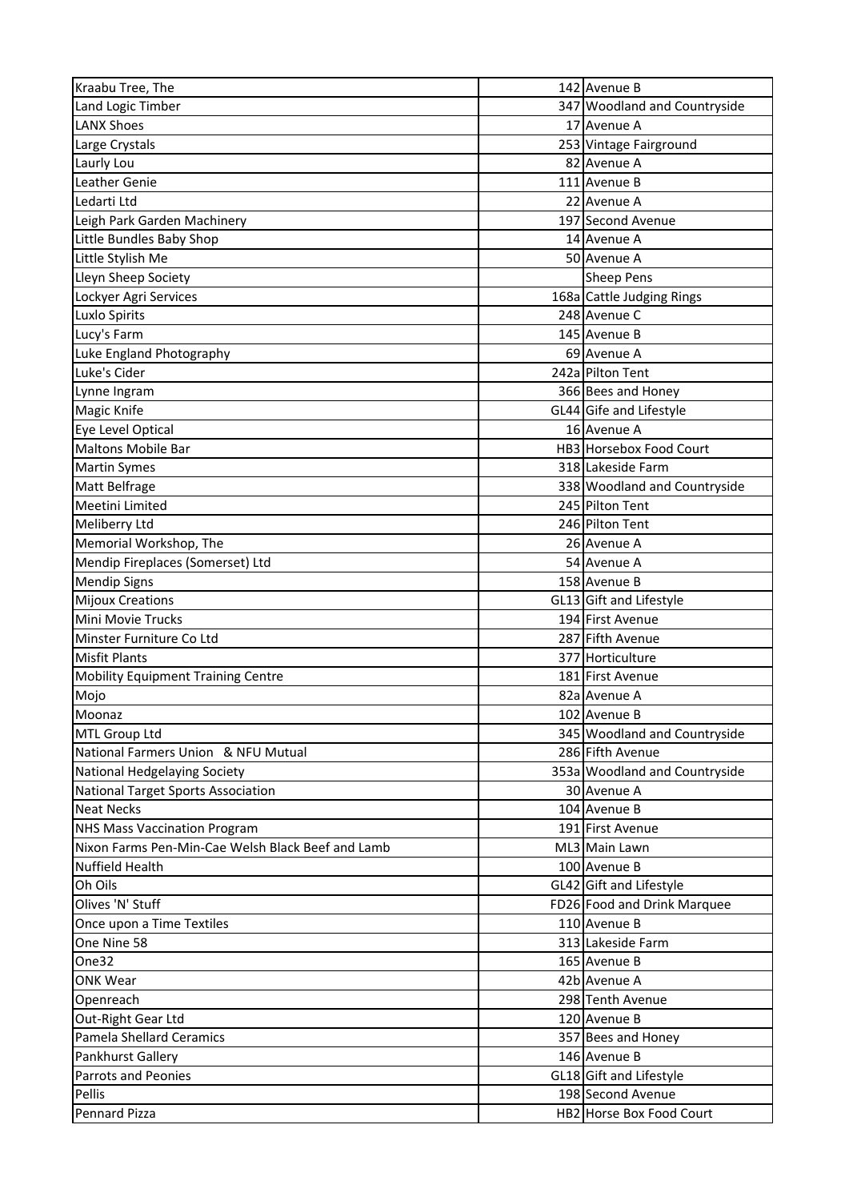| | | |
|---|---|---|
| Kraabu Tree, The | 142 | Avenue B |
| Land Logic Timber | 347 | Woodland and Countryside |
| LANX Shoes | 17 | Avenue A |
| Large Crystals | 253 | Vintage Fairground |
| Laurly Lou | 82 | Avenue A |
| Leather Genie | 111 | Avenue B |
| Ledarti Ltd | 22 | Avenue A |
| Leigh Park Garden Machinery | 197 | Second Avenue |
| Little Bundles Baby Shop | 14 | Avenue A |
| Little Stylish Me | 50 | Avenue A |
| Lleyn Sheep Society | | Sheep Pens |
| Lockyer Agri Services | 168a | Cattle Judging Rings |
| Luxlo Spirits | 248 | Avenue C |
| Lucy's Farm | 145 | Avenue B |
| Luke England Photography | 69 | Avenue A |
| Luke's Cider | 242a | Pilton Tent |
| Lynne Ingram | 366 | Bees and Honey |
| Magic Knife | GL44 | Gife and Lifestyle |
| Eye Level Optical | 16 | Avenue A |
| Maltons Mobile Bar | HB3 | Horsebox Food Court |
| Martin Symes | 318 | Lakeside Farm |
| Matt Belfrage | 338 | Woodland and Countryside |
| Meetini Limited | 245 | Pilton Tent |
| Meliberry Ltd | 246 | Pilton Tent |
| Memorial Workshop, The | 26 | Avenue A |
| Mendip Fireplaces (Somerset) Ltd | 54 | Avenue A |
| Mendip Signs | 158 | Avenue B |
| Mijoux Creations | GL13 | Gift and Lifestyle |
| Mini Movie Trucks | 194 | First Avenue |
| Minster Furniture Co Ltd | 287 | Fifth Avenue |
| Misfit Plants | 377 | Horticulture |
| Mobility Equipment Training Centre | 181 | First Avenue |
| Mojo | 82a | Avenue A |
| Moonaz | 102 | Avenue B |
| MTL Group Ltd | 345 | Woodland and Countryside |
| National Farmers Union & NFU Mutual | 286 | Fifth Avenue |
| National Hedgelaying Society | 353a | Woodland and Countryside |
| National Target Sports Association | 30 | Avenue A |
| Neat Necks | 104 | Avenue B |
| NHS Mass Vaccination Program | 191 | First Avenue |
| Nixon Farms Pen-Min-Cae Welsh Black Beef and Lamb | ML3 | Main Lawn |
| Nuffield Health | 100 | Avenue B |
| Oh Oils | GL42 | Gift and Lifestyle |
| Olives 'N' Stuff | FD26 | Food and Drink Marquee |
| Once upon a Time Textiles | 110 | Avenue B |
| One Nine 58 | 313 | Lakeside Farm |
| One32 | 165 | Avenue B |
| ONK Wear | 42b | Avenue A |
| Openreach | 298 | Tenth Avenue |
| Out-Right Gear Ltd | 120 | Avenue B |
| Pamela Shellard Ceramics | 357 | Bees and Honey |
| Pankhurst Gallery | 146 | Avenue B |
| Parrots and Peonies | GL18 | Gift and Lifestyle |
| Pellis | 198 | Second Avenue |
| Pennard Pizza | HB2 | Horse Box Food Court |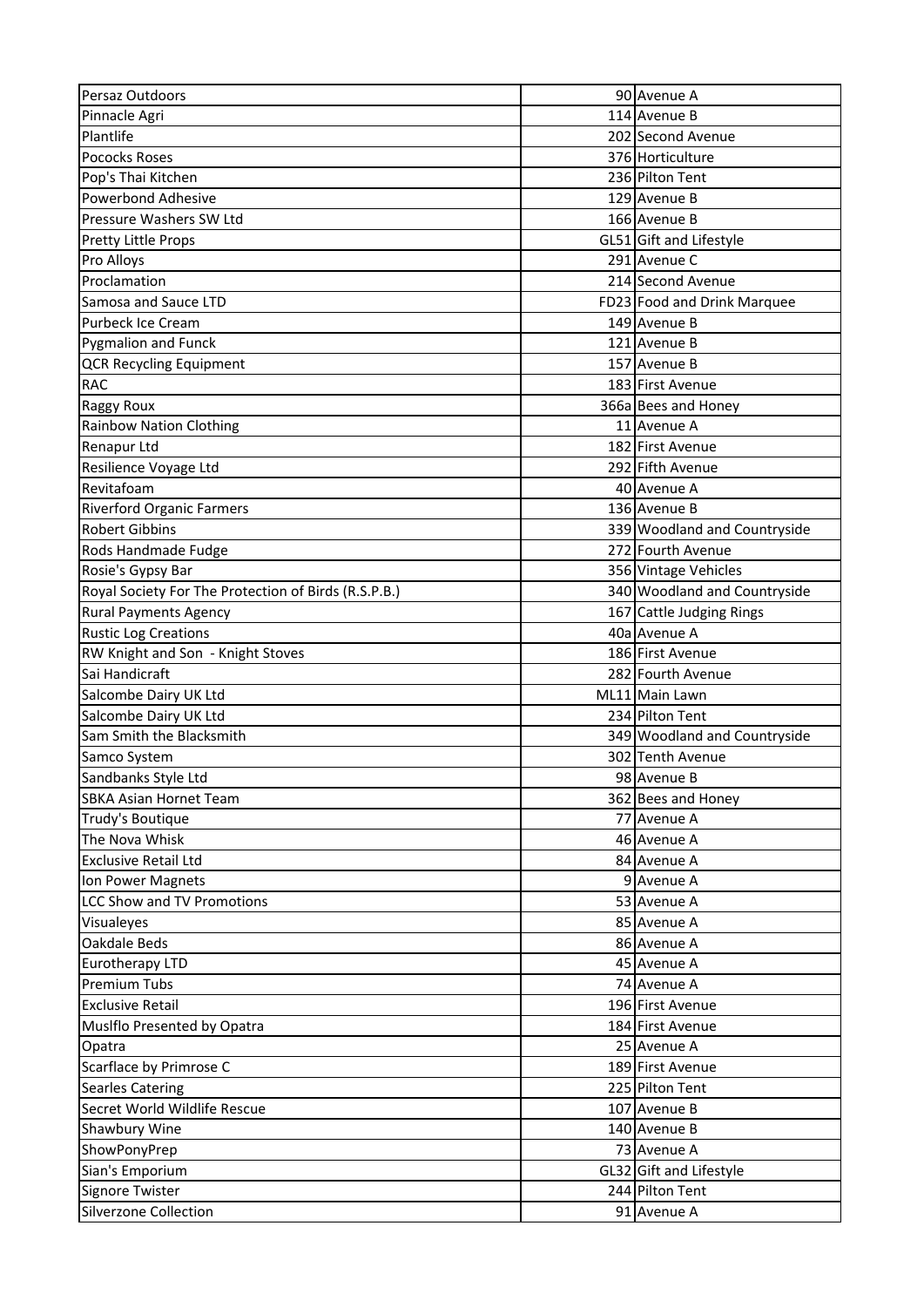| | | |
|---|---|---|
| Persaz Outdoors | 90 | Avenue A |
| Pinnacle Agri | 114 | Avenue B |
| Plantlife | 202 | Second Avenue |
| Pococks Roses | 376 | Horticulture |
| Pop's Thai Kitchen | 236 | Pilton Tent |
| Powerbond Adhesive | 129 | Avenue B |
| Pressure Washers SW Ltd | 166 | Avenue B |
| Pretty Little Props | GL51 | Gift and Lifestyle |
| Pro Alloys | 291 | Avenue C |
| Proclamation | 214 | Second Avenue |
| Samosa and Sauce LTD | FD23 | Food and Drink Marquee |
| Purbeck Ice Cream | 149 | Avenue B |
| Pygmalion and Funck | 121 | Avenue B |
| QCR Recycling Equipment | 157 | Avenue B |
| RAC | 183 | First Avenue |
| Raggy Roux | 366a | Bees and Honey |
| Rainbow Nation Clothing | 11 | Avenue A |
| Renapur Ltd | 182 | First Avenue |
| Resilience Voyage Ltd | 292 | Fifth Avenue |
| Revitafoam | 40 | Avenue A |
| Riverford Organic Farmers | 136 | Avenue B |
| Robert Gibbins | 339 | Woodland and Countryside |
| Rods Handmade Fudge | 272 | Fourth Avenue |
| Rosie's Gypsy Bar | 356 | Vintage Vehicles |
| Royal Society For The Protection of Birds (R.S.P.B.) | 340 | Woodland and Countryside |
| Rural Payments Agency | 167 | Cattle Judging Rings |
| Rustic Log Creations | 40a | Avenue A |
| RW Knight and Son - Knight Stoves | 186 | First Avenue |
| Sai Handicraft | 282 | Fourth Avenue |
| Salcombe Dairy UK Ltd | ML11 | Main Lawn |
| Salcombe Dairy UK Ltd | 234 | Pilton Tent |
| Sam Smith the Blacksmith | 349 | Woodland and Countryside |
| Samco System | 302 | Tenth Avenue |
| Sandbanks Style Ltd | 98 | Avenue B |
| SBKA Asian Hornet Team | 362 | Bees and Honey |
| Trudy's Boutique | 77 | Avenue A |
| The Nova Whisk | 46 | Avenue A |
| Exclusive Retail Ltd | 84 | Avenue A |
| Ion Power Magnets | 9 | Avenue A |
| LCC Show and TV Promotions | 53 | Avenue A |
| Visualeyes | 85 | Avenue A |
| Oakdale Beds | 86 | Avenue A |
| Eurotherapy LTD | 45 | Avenue A |
| Premium Tubs | 74 | Avenue A |
| Exclusive Retail | 196 | First Avenue |
| Muslflo Presented by Opatra | 184 | First Avenue |
| Opatra | 25 | Avenue A |
| Scarflace by Primrose C | 189 | First Avenue |
| Searles Catering | 225 | Pilton Tent |
| Secret World Wildlife Rescue | 107 | Avenue B |
| Shawbury Wine | 140 | Avenue B |
| ShowPonyPrep | 73 | Avenue A |
| Sian's Emporium | GL32 | Gift and Lifestyle |
| Signore Twister | 244 | Pilton Tent |
| Silverzone Collection | 91 | Avenue A |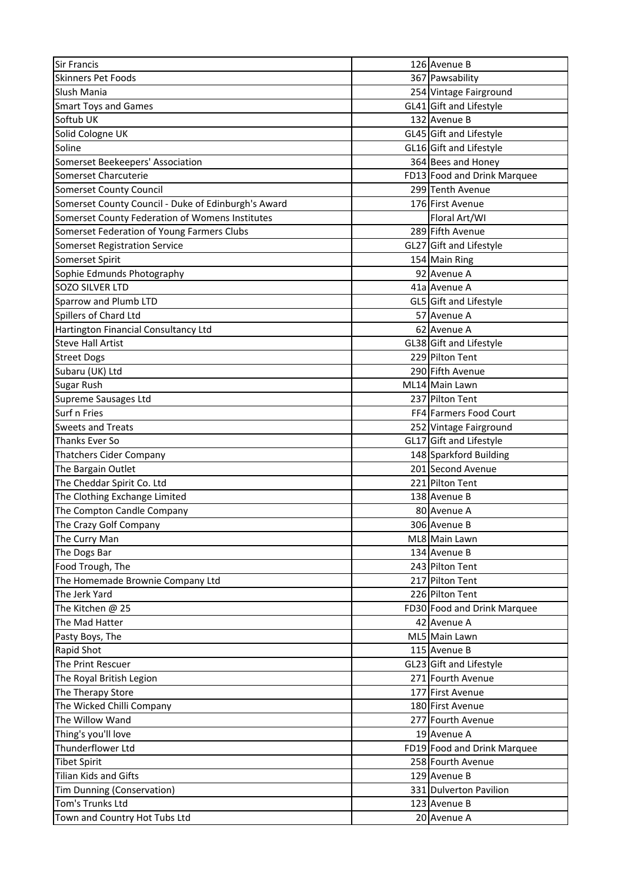| Sir Francis | 126 | Avenue B |
|---|---|---|
| Skinners Pet Foods | 367 | Pawsability |
| Slush Mania | 254 | Vintage Fairground |
| Smart Toys and Games | GL41 | Gift and Lifestyle |
| Softub UK | 132 | Avenue B |
| Solid Cologne UK | GL45 | Gift and Lifestyle |
| Soline | GL16 | Gift and Lifestyle |
| Somerset Beekeepers' Association | 364 | Bees and Honey |
| Somerset Charcuterie | FD13 | Food and Drink Marquee |
| Somerset County Council | 299 | Tenth Avenue |
| Somerset County Council - Duke of Edinburgh's Award | 176 | First Avenue |
| Somerset County Federation of Womens Institutes | | Floral Art/WI |
| Somerset Federation of Young Farmers Clubs | 289 | Fifth Avenue |
| Somerset Registration Service | GL27 | Gift and Lifestyle |
| Somerset Spirit | 154 | Main Ring |
| Sophie Edmunds Photography | 92 | Avenue A |
| SOZO SILVER LTD | 41a | Avenue A |
| Sparrow and Plumb LTD | GL5 | Gift and Lifestyle |
| Spillers of Chard Ltd | 57 | Avenue A |
| Hartington Financial Consultancy Ltd | 62 | Avenue A |
| Steve Hall Artist | GL38 | Gift and Lifestyle |
| Street Dogs | 229 | Pilton Tent |
| Subaru (UK) Ltd | 290 | Fifth Avenue |
| Sugar Rush | ML14 | Main Lawn |
| Supreme Sausages Ltd | 237 | Pilton Tent |
| Surf n Fries | FF4 | Farmers Food Court |
| Sweets and Treats | 252 | Vintage Fairground |
| Thanks Ever So | GL17 | Gift and Lifestyle |
| Thatchers Cider Company | 148 | Sparkford Building |
| The Bargain Outlet | 201 | Second Avenue |
| The Cheddar Spirit Co. Ltd | 221 | Pilton Tent |
| The Clothing Exchange Limited | 138 | Avenue B |
| The Compton Candle Company | 80 | Avenue A |
| The Crazy Golf Company | 306 | Avenue B |
| The Curry Man | ML8 | Main Lawn |
| The Dogs Bar | 134 | Avenue B |
| Food Trough, The | 243 | Pilton Tent |
| The Homemade Brownie Company Ltd | 217 | Pilton Tent |
| The Jerk Yard | 226 | Pilton Tent |
| The Kitchen @ 25 | FD30 | Food and Drink Marquee |
| The Mad Hatter | 42 | Avenue A |
| Pasty Boys, The | ML5 | Main Lawn |
| Rapid Shot | 115 | Avenue B |
| The Print Rescuer | GL23 | Gift and Lifestyle |
| The Royal British Legion | 271 | Fourth Avenue |
| The Therapy Store | 177 | First Avenue |
| The Wicked Chilli Company | 180 | First Avenue |
| The Willow Wand | 277 | Fourth Avenue |
| Thing's you'll love | 19 | Avenue A |
| Thunderflower Ltd | FD19 | Food and Drink Marquee |
| Tibet Spirit | 258 | Fourth Avenue |
| Tilian Kids and Gifts | 129 | Avenue B |
| Tim Dunning (Conservation) | 331 | Dulverton Pavilion |
| Tom's Trunks Ltd | 123 | Avenue B |
| Town and Country Hot Tubs Ltd | 20 | Avenue A |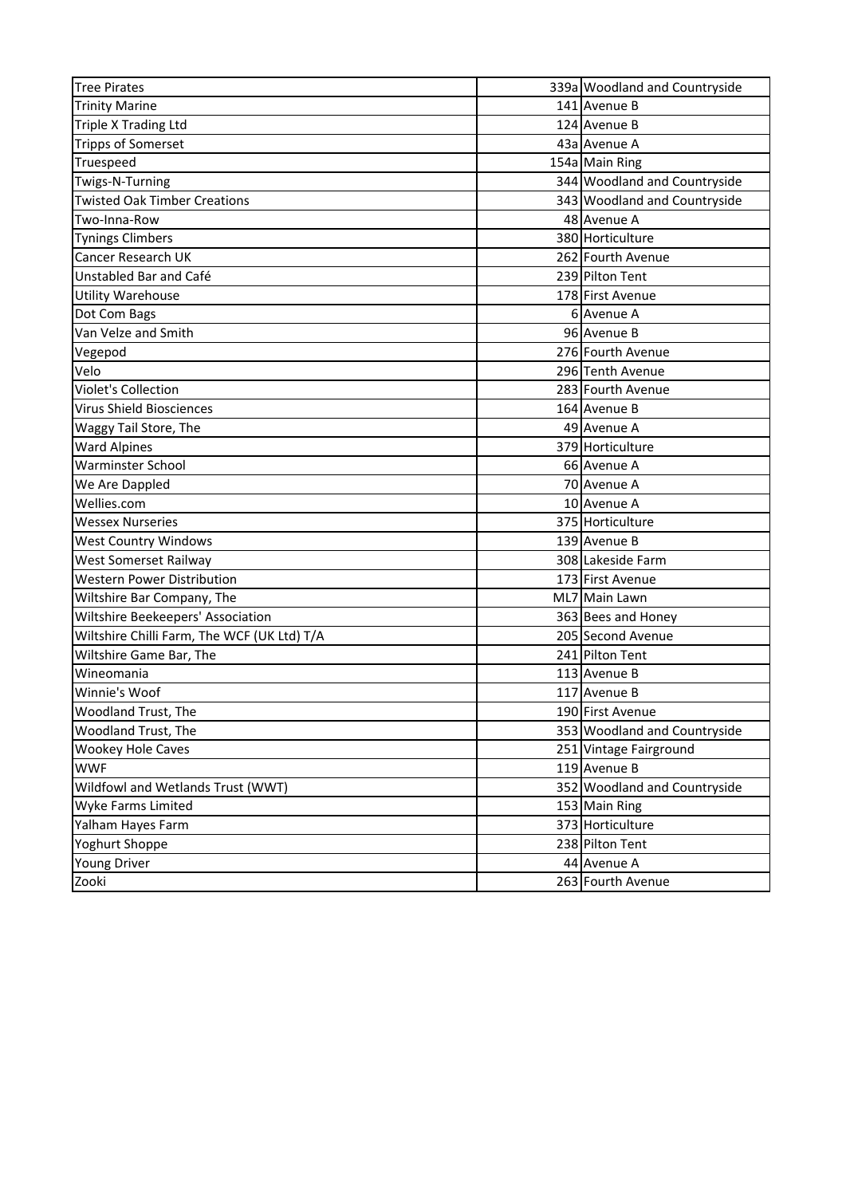| | | |
|---|---|---|
| Tree Pirates | 339a | Woodland and Countryside |
| Trinity Marine | 141 | Avenue B |
| Triple X Trading Ltd | 124 | Avenue B |
| Tripps of Somerset | 43a | Avenue A |
| Truespeed | 154a | Main Ring |
| Twigs-N-Turning | 344 | Woodland and Countryside |
| Twisted Oak Timber Creations | 343 | Woodland and Countryside |
| Two-Inna-Row | 48 | Avenue A |
| Tynings Climbers | 380 | Horticulture |
| Cancer Research UK | 262 | Fourth Avenue |
| Unstabled Bar and Café | 239 | Pilton Tent |
| Utility Warehouse | 178 | First Avenue |
| Dot Com Bags | 6 | Avenue A |
| Van Velze and Smith | 96 | Avenue B |
| Vegepod | 276 | Fourth Avenue |
| Velo | 296 | Tenth Avenue |
| Violet's Collection | 283 | Fourth Avenue |
| Virus Shield Biosciences | 164 | Avenue B |
| Waggy Tail Store, The | 49 | Avenue A |
| Ward Alpines | 379 | Horticulture |
| Warminster School | 66 | Avenue A |
| We Are Dappled | 70 | Avenue A |
| Wellies.com | 10 | Avenue A |
| Wessex Nurseries | 375 | Horticulture |
| West Country Windows | 139 | Avenue B |
| West Somerset Railway | 308 | Lakeside Farm |
| Western Power Distribution | 173 | First Avenue |
| Wiltshire Bar Company, The | ML7 | Main Lawn |
| Wiltshire Beekeepers' Association | 363 | Bees and Honey |
| Wiltshire Chilli Farm, The WCF (UK Ltd) T/A | 205 | Second Avenue |
| Wiltshire Game Bar, The | 241 | Pilton Tent |
| Wineomania | 113 | Avenue B |
| Winnie's Woof | 117 | Avenue B |
| Woodland Trust, The | 190 | First Avenue |
| Woodland Trust, The | 353 | Woodland and Countryside |
| Wookey Hole Caves | 251 | Vintage Fairground |
| WWF | 119 | Avenue B |
| Wildfowl and Wetlands Trust (WWT) | 352 | Woodland and Countryside |
| Wyke Farms Limited | 153 | Main Ring |
| Yalham Hayes Farm | 373 | Horticulture |
| Yoghurt Shoppe | 238 | Pilton Tent |
| Young Driver | 44 | Avenue A |
| Zooki | 263 | Fourth Avenue |